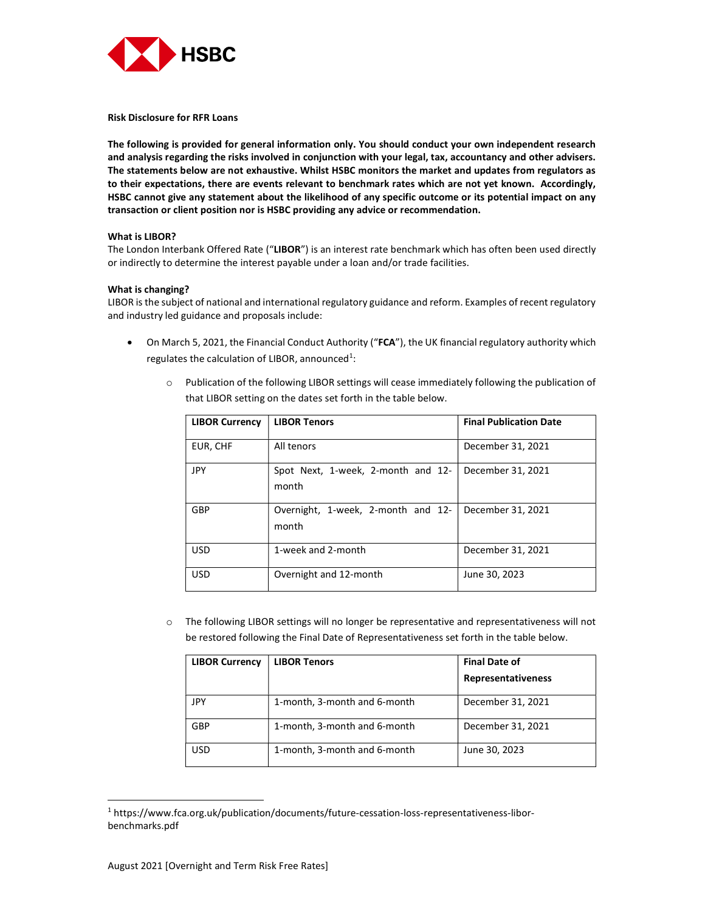**Risk Disclosure for RFR Loans**

**The following is provided for general information only. You should conduct your own independent research and analysis regarding the risks involved in conjunction with your legal, tax, accountancy and other advisers. The statements below are not exhaustive. Whilst HSBC monitors the market and updates from regulators as to their expectations, there are events relevant to benchmark rates which are not yet known. Accordingly, HSBC cannot give any statement about the likelihood of any specific outcome or its potential impact on any transaction or client position nor is HSBC providing any advice or recommendation.**

**What is LIBOR?**

The London Interbank Offered Rate ("**LIBOR**") is an interest rate benchmark which has often been used directly or indirectly to determine the interest payable under a loan and/or trade facilities.

**What is changing?**

LIBOR is the subject of national and international regulatory guidance and reform. Examples of recent regulatory and industry led guidance and proposals include:

- On March 5, 2021, the Financial Conduct Authority ("**FCA**"), the UK financial regulatory authority which regulates the calculation of LIBOR, announced[1]:
  - Publication of the following LIBOR settings will cease immediately following the publication of that LIBOR setting on the dates set forth in the table below.

| LIBOR Currency | LIBOR Tenors | Final Publication Date |
|---|---|---|
| EUR, CHF | All tenors | December 31, 2021 |
| JPY | Spot Next, 1-week, 2-month and 12-month | December 31, 2021 |
| GBP | Overnight, 1-week, 2-month and 12-month | December 31, 2021 |
| USD | 1-week and 2-month | December 31, 2021 |
| USD | Overnight and 12-month | June 30, 2023 |

  - The following LIBOR settings will no longer be representative and representativeness will not be restored following the Final Date of Representativeness set forth in the table below.

| LIBOR Currency | LIBOR Tenors | Final Date of Representativeness |
|---|---|---|
| JPY | 1-month, 3-month and 6-month | December 31, 2021 |
| GBP | 1-month, 3-month and 6-month | December 31, 2021 |
| USD | 1-month, 3-month and 6-month | June 30, 2023 |

[1] https://www.fca.org.uk/publication/documents/future-cessation-loss-representativeness-libor-benchmarks.pdf

August 2021 [Overnight and Term Risk Free Rates]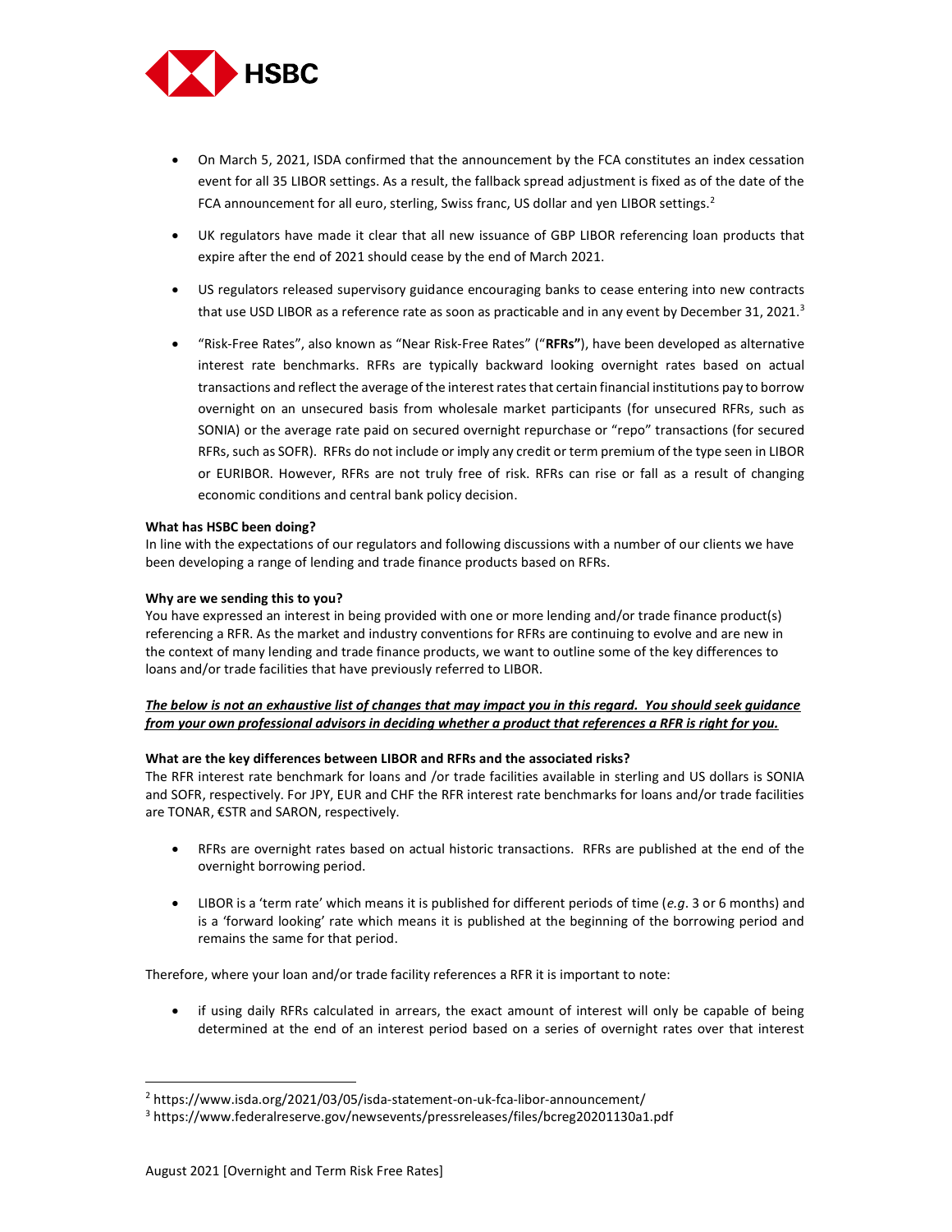- On March 5, 2021, ISDA confirmed that the announcement by the FCA constitutes an index cessation event for all 35 LIBOR settings. As a result, the fallback spread adjustment is fixed as of the date of the FCA announcement for all euro, sterling, Swiss franc, US dollar and yen LIBOR settings.[2]

- UK regulators have made it clear that all new issuance of GBP LIBOR referencing loan products that expire after the end of 2021 should cease by the end of March 2021.

- US regulators released supervisory guidance encouraging banks to cease entering into new contracts that use USD LIBOR as a reference rate as soon as practicable and in any event by December 31, 2021.[3]

- "Risk-Free Rates", also known as "Near Risk-Free Rates" ("**RFRs**"), have been developed as alternative interest rate benchmarks. RFRs are typically backward looking overnight rates based on actual transactions and reflect the average of the interest rates that certain financial institutions pay to borrow overnight on an unsecured basis from wholesale market participants (for unsecured RFRs, such as SONIA) or the average rate paid on secured overnight repurchase or "repo" transactions (for secured RFRs, such as SOFR). RFRs do not include or imply any credit or term premium of the type seen in LIBOR or EURIBOR. However, RFRs are not truly free of risk. RFRs can rise or fall as a result of changing economic conditions and central bank policy decision.

**What has HSBC been doing?**

In line with the expectations of our regulators and following discussions with a number of our clients we have been developing a range of lending and trade finance products based on RFRs.

**Why are we sending this to you?**

You have expressed an interest in being provided with one or more lending and/or trade finance product(s) referencing a RFR. As the market and industry conventions for RFRs are continuing to evolve and are new in the context of many lending and trade finance products, we want to outline some of the key differences to loans and/or trade facilities that have previously referred to LIBOR.

***The below is not an exhaustive list of changes that may impact you in this regard. You should seek guidance from your own professional advisors in deciding whether a product that references a RFR is right for you.***

**What are the key differences between LIBOR and RFRs and the associated risks?**

The RFR interest rate benchmark for loans and /or trade facilities available in sterling and US dollars is SONIA and SOFR, respectively. For JPY, EUR and CHF the RFR interest rate benchmarks for loans and/or trade facilities are TONAR, €STR and SARON, respectively.

- RFRs are overnight rates based on actual historic transactions. RFRs are published at the end of the overnight borrowing period.

- LIBOR is a 'term rate' which means it is published for different periods of time (*e.g*. 3 or 6 months) and is a 'forward looking' rate which means it is published at the beginning of the borrowing period and remains the same for that period.

Therefore, where your loan and/or trade facility references a RFR it is important to note:

- if using daily RFRs calculated in arrears, the exact amount of interest will only be capable of being determined at the end of an interest period based on a series of overnight rates over that interest

[2] https://www.isda.org/2021/03/05/isda-statement-on-uk-fca-libor-announcement/

[3] https://www.federalreserve.gov/newsevents/pressreleases/files/bcreg20201130a1.pdf

August 2021 [Overnight and Term Risk Free Rates]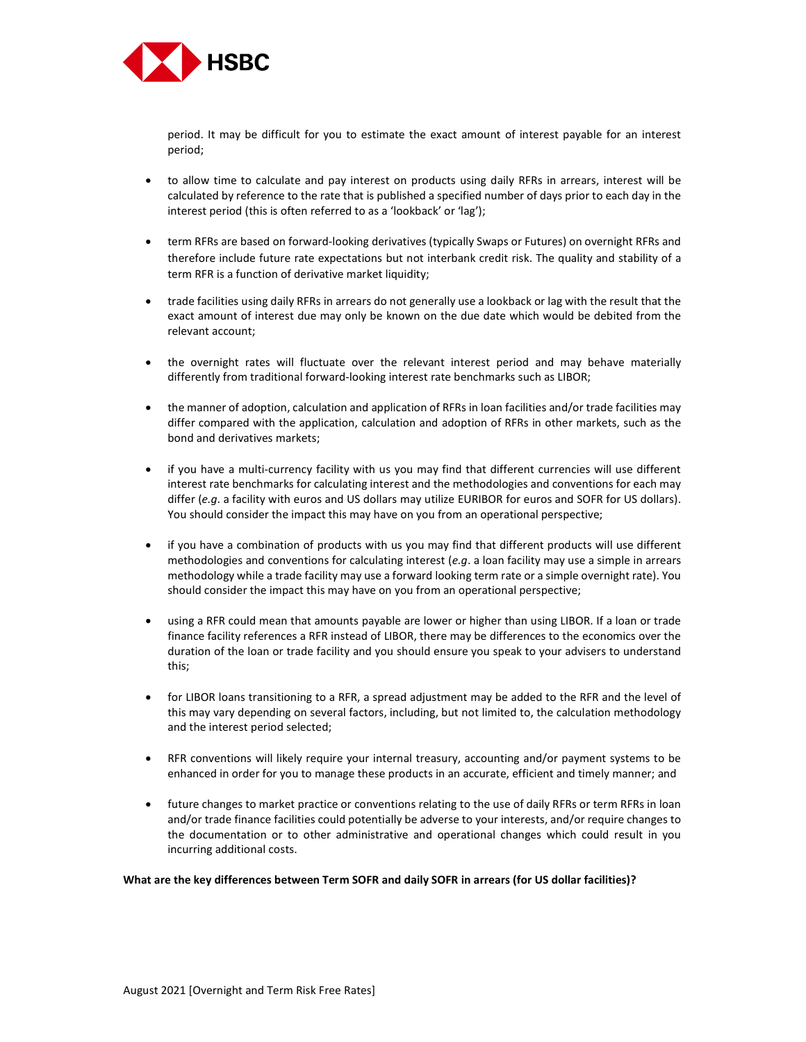period. It may be difficult for you to estimate the exact amount of interest payable for an interest period;

- to allow time to calculate and pay interest on products using daily RFRs in arrears, interest will be calculated by reference to the rate that is published a specified number of days prior to each day in the interest period (this is often referred to as a 'lookback' or 'lag');

- term RFRs are based on forward-looking derivatives (typically Swaps or Futures) on overnight RFRs and therefore include future rate expectations but not interbank credit risk. The quality and stability of a term RFR is a function of derivative market liquidity;

- trade facilities using daily RFRs in arrears do not generally use a lookback or lag with the result that the exact amount of interest due may only be known on the due date which would be debited from the relevant account;

- the overnight rates will fluctuate over the relevant interest period and may behave materially differently from traditional forward-looking interest rate benchmarks such as LIBOR;

- the manner of adoption, calculation and application of RFRs in loan facilities and/or trade facilities may differ compared with the application, calculation and adoption of RFRs in other markets, such as the bond and derivatives markets;

- if you have a multi-currency facility with us you may find that different currencies will use different interest rate benchmarks for calculating interest and the methodologies and conventions for each may differ (*e.g.* a facility with euros and US dollars may utilize EURIBOR for euros and SOFR for US dollars). You should consider the impact this may have on you from an operational perspective;

- if you have a combination of products with us you may find that different products will use different methodologies and conventions for calculating interest (*e.g.* a loan facility may use a simple in arrears methodology while a trade facility may use a forward looking term rate or a simple overnight rate). You should consider the impact this may have on you from an operational perspective;

- using a RFR could mean that amounts payable are lower or higher than using LIBOR. If a loan or trade finance facility references a RFR instead of LIBOR, there may be differences to the economics over the duration of the loan or trade facility and you should ensure you speak to your advisers to understand this;

- for LIBOR loans transitioning to a RFR, a spread adjustment may be added to the RFR and the level of this may vary depending on several factors, including, but not limited to, the calculation methodology and the interest period selected;

- RFR conventions will likely require your internal treasury, accounting and/or payment systems to be enhanced in order for you to manage these products in an accurate, efficient and timely manner; and

- future changes to market practice or conventions relating to the use of daily RFRs or term RFRs in loan and/or trade finance facilities could potentially be adverse to your interests, and/or require changes to the documentation or to other administrative and operational changes which could result in you incurring additional costs.

**What are the key differences between Term SOFR and daily SOFR in arrears (for US dollar facilities)?**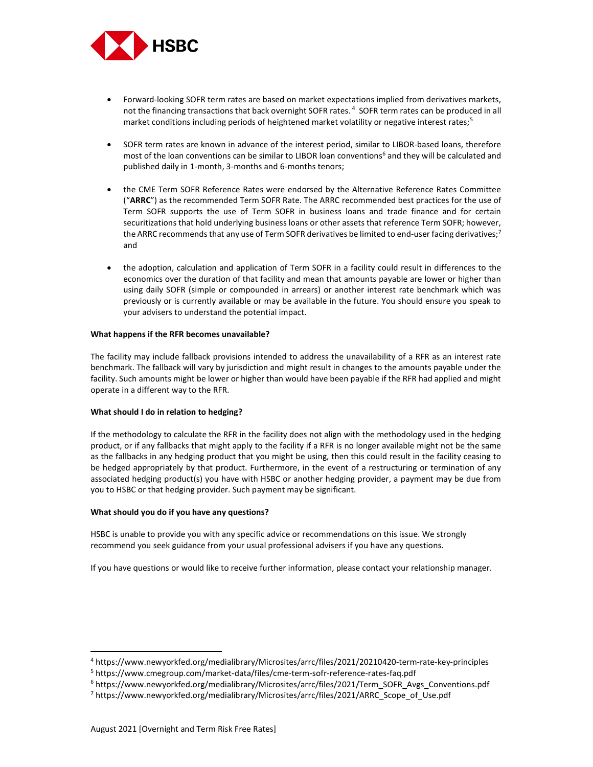- Forward-looking SOFR term rates are based on market expectations implied from derivatives markets, not the financing transactions that back overnight SOFR rates.[4] SOFR term rates can be produced in all market conditions including periods of heightened market volatility or negative interest rates;[5]

- SOFR term rates are known in advance of the interest period, similar to LIBOR-based loans, therefore most of the loan conventions can be similar to LIBOR loan conventions[6] and they will be calculated and published daily in 1-month, 3-months and 6-months tenors;

- the CME Term SOFR Reference Rates were endorsed by the Alternative Reference Rates Committee ("**ARRC**") as the recommended Term SOFR Rate. The ARRC recommended best practices for the use of Term SOFR supports the use of Term SOFR in business loans and trade finance and for certain securitizations that hold underlying business loans or other assets that reference Term SOFR; however, the ARRC recommends that any use of Term SOFR derivatives be limited to end-user facing derivatives;[7] and

- the adoption, calculation and application of Term SOFR in a facility could result in differences to the economics over the duration of that facility and mean that amounts payable are lower or higher than using daily SOFR (simple or compounded in arrears) or another interest rate benchmark which was previously or is currently available or may be available in the future. You should ensure you speak to your advisers to understand the potential impact.

**What happens if the RFR becomes unavailable?**

The facility may include fallback provisions intended to address the unavailability of a RFR as an interest rate benchmark. The fallback will vary by jurisdiction and might result in changes to the amounts payable under the facility. Such amounts might be lower or higher than would have been payable if the RFR had applied and might operate in a different way to the RFR.

**What should I do in relation to hedging?**

If the methodology to calculate the RFR in the facility does not align with the methodology used in the hedging product, or if any fallbacks that might apply to the facility if a RFR is no longer available might not be the same as the fallbacks in any hedging product that you might be using, then this could result in the facility ceasing to be hedged appropriately by that product. Furthermore, in the event of a restructuring or termination of any associated hedging product(s) you have with HSBC or another hedging provider, a payment may be due from you to HSBC or that hedging provider. Such payment may be significant.

**What should you do if you have any questions?**

HSBC is unable to provide you with any specific advice or recommendations on this issue. We strongly recommend you seek guidance from your usual professional advisers if you have any questions.

If you have questions or would like to receive further information, please contact your relationship manager.

---

[4] https://www.newyorkfed.org/medialibrary/Microsites/arrc/files/2021/20210420-term-rate-key-principles

[5] https://www.cmegroup.com/market-data/files/cme-term-sofr-reference-rates-faq.pdf

[6] https://www.newyorkfed.org/medialibrary/Microsites/arrc/files/2021/Term_SOFR_Avgs_Conventions.pdf

[7] https://www.newyorkfed.org/medialibrary/Microsites/arrc/files/2021/ARRC_Scope_of_Use.pdf

August 2021 [Overnight and Term Risk Free Rates]